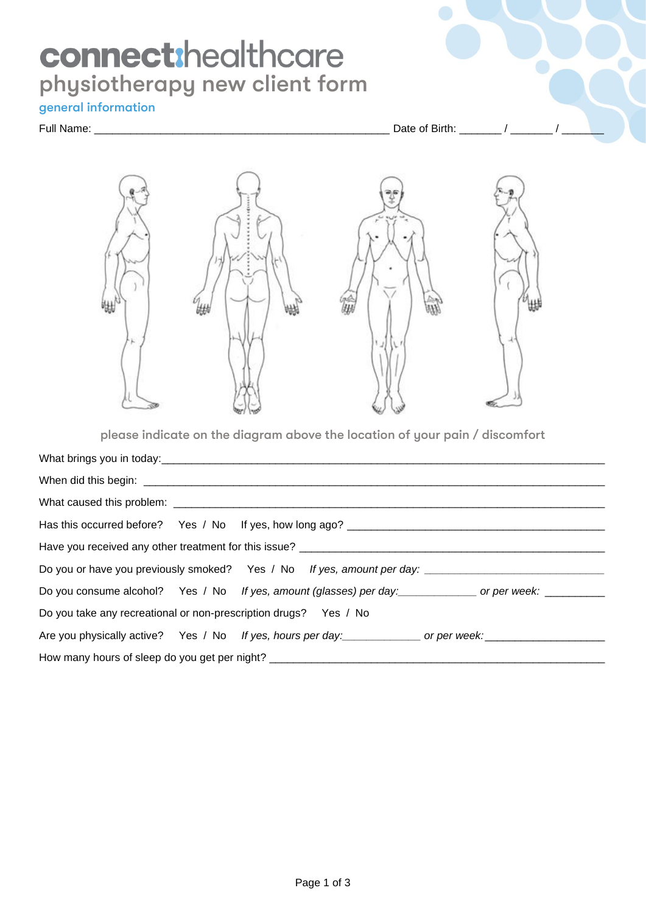# connect:healthcare

## physiotherapy new client form

### general information

Full Name: __________________________________________________ Date of Birth: _______ / _______ / _______

please indicate on the diagram above the location of your pain / discomfort

What brings you in today:_____________________________________________________________________________

When did this begin: __________________________________________________________________________

What caused this problem: ______________________________________________________________________

Has this occurred before? Yes / No If yes, how long ago? ___________________________________________

Have you received any other treatment for this issue? _____________________________________________

Do you or have you previously smoked? Yes / No *If yes, amount per day:* ______________________________

Do you consume alcohol? Yes / No *If yes, amount (glasses) per day:*_____________ *or per week:* __________

Do you take any recreational or non-prescription drugs? Yes / No

Are you physically active? Yes / No *If yes, hours per day:*_____________ *or per week:*____________________

How many hours of sleep do you get per night? ________________________________________________________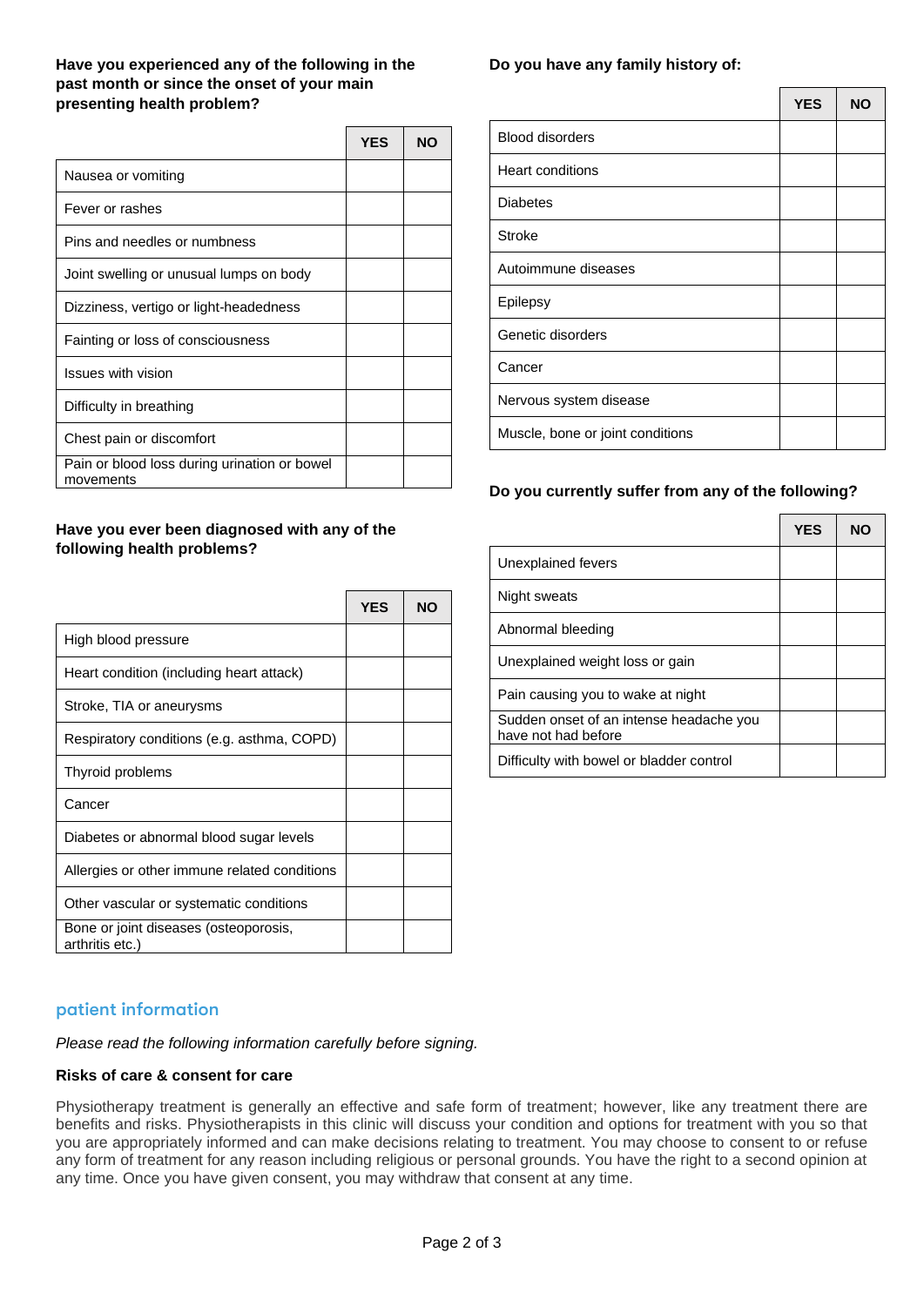**Have you experienced any of the following in the past month or since the onset of your main presenting health problem?**

| | YES | NO |
|---|---|---|
| Nausea or vomiting | | |
| Fever or rashes | | |
| Pins and needles or numbness | | |
| Joint swelling or unusual lumps on body | | |
| Dizziness, vertigo or light-headedness | | |
| Fainting or loss of consciousness | | |
| Issues with vision | | |
| Difficulty in breathing | | |
| Chest pain or discomfort | | |
| Pain or blood loss during urination or bowel movements | | |

**Have you ever been diagnosed with any of the following health problems?**

| | YES | NO |
|---|---|---|
| High blood pressure | | |
| Heart condition (including heart attack) | | |
| Stroke, TIA or aneurysms | | |
| Respiratory conditions (e.g. asthma, COPD) | | |
| Thyroid problems | | |
| Cancer | | |
| Diabetes or abnormal blood sugar levels | | |
| Allergies or other immune related conditions | | |
| Other vascular or systematic conditions | | |
| Bone or joint diseases (osteoporosis, arthritis etc.) | | |

**Do you have any family history of:**

| | YES | NO |
|---|---|---|
| Blood disorders | | |
| Heart conditions | | |
| Diabetes | | |
| Stroke | | |
| Autoimmune diseases | | |
| Epilepsy | | |
| Genetic disorders | | |
| Cancer | | |
| Nervous system disease | | |
| Muscle, bone or joint conditions | | |

**Do you currently suffer from any of the following?**

| | YES | NO |
|---|---|---|
| Unexplained fevers | | |
| Night sweats | | |
| Abnormal bleeding | | |
| Unexplained weight loss or gain | | |
| Pain causing you to wake at night | | |
| Sudden onset of an intense headache you have not had before | | |
| Difficulty with bowel or bladder control | | |

## patient information

*Please read the following information carefully before signing.*

### Risks of care & consent for care

Physiotherapy treatment is generally an effective and safe form of treatment; however, like any treatment there are benefits and risks. Physiotherapists in this clinic will discuss your condition and options for treatment with you so that you are appropriately informed and can make decisions relating to treatment. You may choose to consent to or refuse any form of treatment for any reason including religious or personal grounds. You have the right to a second opinion at any time. Once you have given consent, you may withdraw that consent at any time.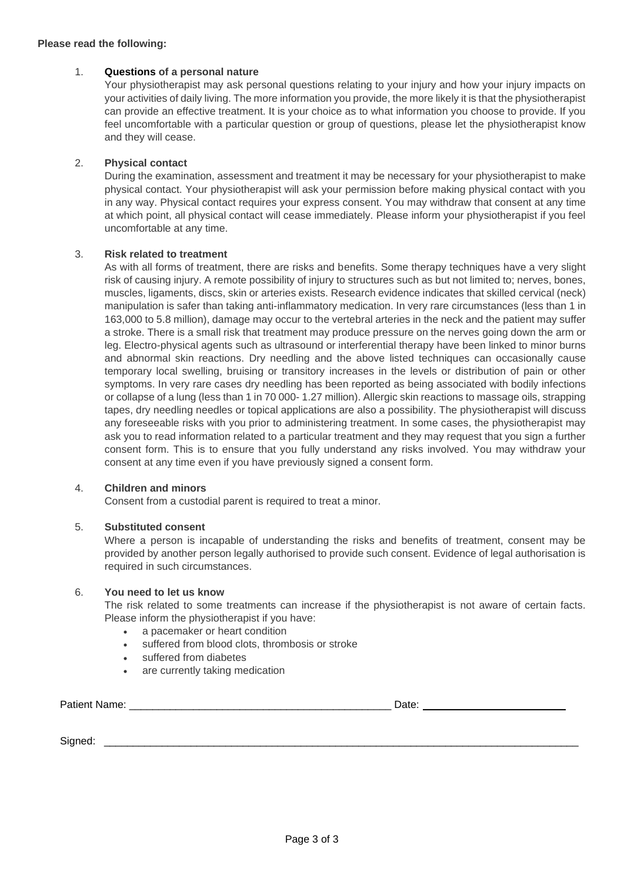**Please read the following:**

1. **Questions of a personal nature**

   Your physiotherapist may ask personal questions relating to your injury and how your injury impacts on your activities of daily living. The more information you provide, the more likely it is that the physiotherapist can provide an effective treatment. It is your choice as to what information you choose to provide. If you feel uncomfortable with a particular question or group of questions, please let the physiotherapist know and they will cease.

2. **Physical contact**

   During the examination, assessment and treatment it may be necessary for your physiotherapist to make physical contact. Your physiotherapist will ask your permission before making physical contact with you in any way. Physical contact requires your express consent. You may withdraw that consent at any time at which point, all physical contact will cease immediately. Please inform your physiotherapist if you feel uncomfortable at any time.

3. **Risk related to treatment**

   As with all forms of treatment, there are risks and benefits. Some therapy techniques have a very slight risk of causing injury. A remote possibility of injury to structures such as but not limited to; nerves, bones, muscles, ligaments, discs, skin or arteries exists. Research evidence indicates that skilled cervical (neck) manipulation is safer than taking anti-inflammatory medication. In very rare circumstances (less than 1 in 163,000 to 5.8 million), damage may occur to the vertebral arteries in the neck and the patient may suffer a stroke. There is a small risk that treatment may produce pressure on the nerves going down the arm or leg. Electro-physical agents such as ultrasound or interferential therapy have been linked to minor burns and abnormal skin reactions. Dry needling and the above listed techniques can occasionally cause temporary local swelling, bruising or transitory increases in the levels or distribution of pain or other symptoms. In very rare cases dry needling has been reported as being associated with bodily infections or collapse of a lung (less than 1 in 70 000- 1.27 million). Allergic skin reactions to massage oils, strapping tapes, dry needling needles or topical applications are also a possibility. The physiotherapist will discuss any foreseeable risks with you prior to administering treatment. In some cases, the physiotherapist may ask you to read information related to a particular treatment and they may request that you sign a further consent form. This is to ensure that you fully understand any risks involved. You may withdraw your consent at any time even if you have previously signed a consent form.

4. **Children and minors**

   Consent from a custodial parent is required to treat a minor.

5. **Substituted consent**

   Where a person is incapable of understanding the risks and benefits of treatment, consent may be provided by another person legally authorised to provide such consent. Evidence of legal authorisation is required in such circumstances.

6. **You need to let us know**

   The risk related to some treatments can increase if the physiotherapist is not aware of certain facts. Please inform the physiotherapist if you have:

   - a pacemaker or heart condition
   - suffered from blood clots, thrombosis or stroke
   - suffered from diabetes
   - are currently taking medication

Patient Name: ______________________________________________ Date: __________________________

Signed: ______________________________________________________________________________________